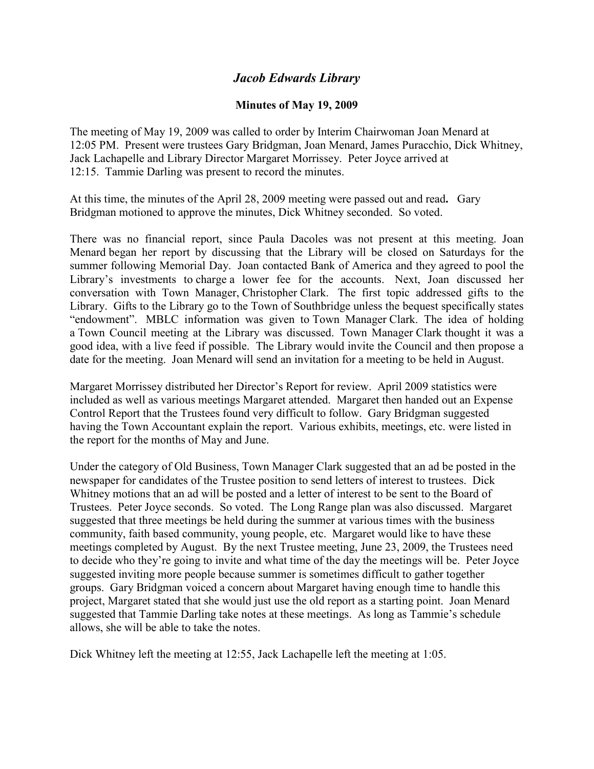# *Jacob Edwards Library*

## Minutes of May 19, 2009

The meeting of May 19, 2009 was called to order by Interim Chairwoman Joan Menard at 12:05 PM. Present were trustees Gary Bridgman, Joan Menard, James Puracchio, Dick Whitney, Jack Lachapelle and Library Director Margaret Morrissey. Peter Joyce arrived at 12:15. Tammie Darling was present to record the minutes.

At this time, the minutes of the April 28, 2009 meeting were passed out and read**.** Gary Bridgman motioned to approve the minutes, Dick Whitney seconded. So voted.

There was no financial report, since Paula Dacoles was not present at this meeting. Joan Menard began her report by discussing that the Library will be closed on Saturdays for the summer following Memorial Day. Joan contacted Bank of America and they agreed to pool the Library's investments to charge a lower fee for the accounts. Next, Joan discussed her conversation with Town Manager, Christopher Clark. The first topic addressed gifts to the Library. Gifts to the Library go to the Town of Southbridge unless the bequest specifically states "endowment". MBLC information was given to Town Manager Clark. The idea of holding a Town Council meeting at the Library was discussed. Town Manager Clark thought it was a good idea, with a live feed if possible. The Library would invite the Council and then propose a date for the meeting. Joan Menard will send an invitation for a meeting to be held in August.

Margaret Morrissey distributed her Director's Report for review. April 2009 statistics were included as well as various meetings Margaret attended. Margaret then handed out an Expense Control Report that the Trustees found very difficult to follow. Gary Bridgman suggested having the Town Accountant explain the report. Various exhibits, meetings, etc. were listed in the report for the months of May and June.

Under the category of Old Business, Town Manager Clark suggested that an ad be posted in the newspaper for candidates of the Trustee position to send letters of interest to trustees. Dick Whitney motions that an ad will be posted and a letter of interest to be sent to the Board of Trustees. Peter Joyce seconds. So voted. The Long Range plan was also discussed. Margaret suggested that three meetings be held during the summer at various times with the business community, faith based community, young people, etc. Margaret would like to have these meetings completed by August. By the next Trustee meeting, June 23, 2009, the Trustees need to decide who they're going to invite and what time of the day the meetings will be. Peter Joyce suggested inviting more people because summer is sometimes difficult to gather together groups. Gary Bridgman voiced a concern about Margaret having enough time to handle this project, Margaret stated that she would just use the old report as a starting point. Joan Menard suggested that Tammie Darling take notes at these meetings. As long as Tammie's schedule allows, she will be able to take the notes.

Dick Whitney left the meeting at 12:55, Jack Lachapelle left the meeting at 1:05.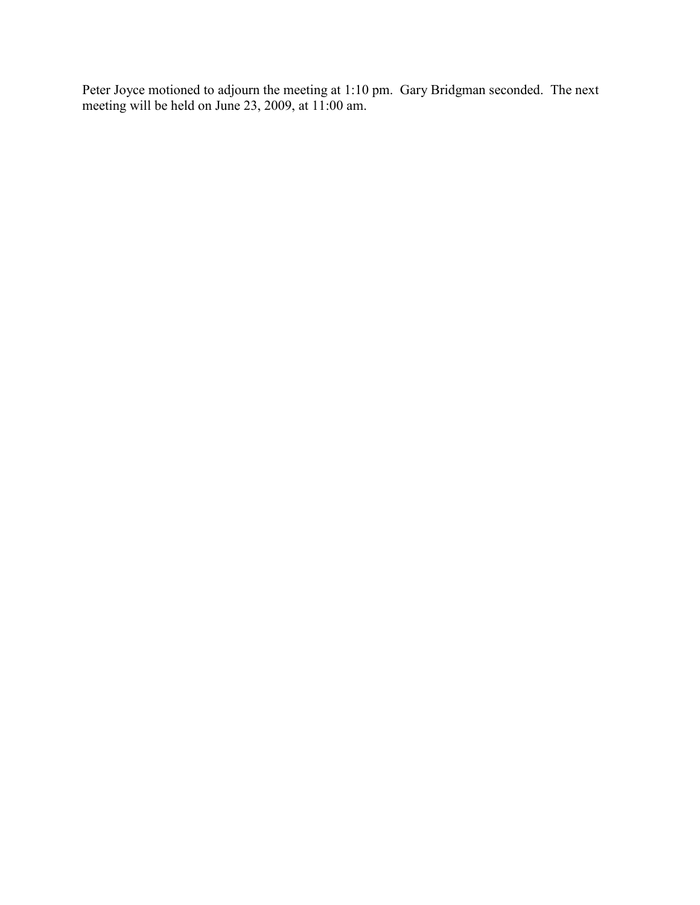Peter Joyce motioned to adjourn the meeting at 1:10 pm. Gary Bridgman seconded. The next meeting will be held on June 23, 2009, at 11:00 am.